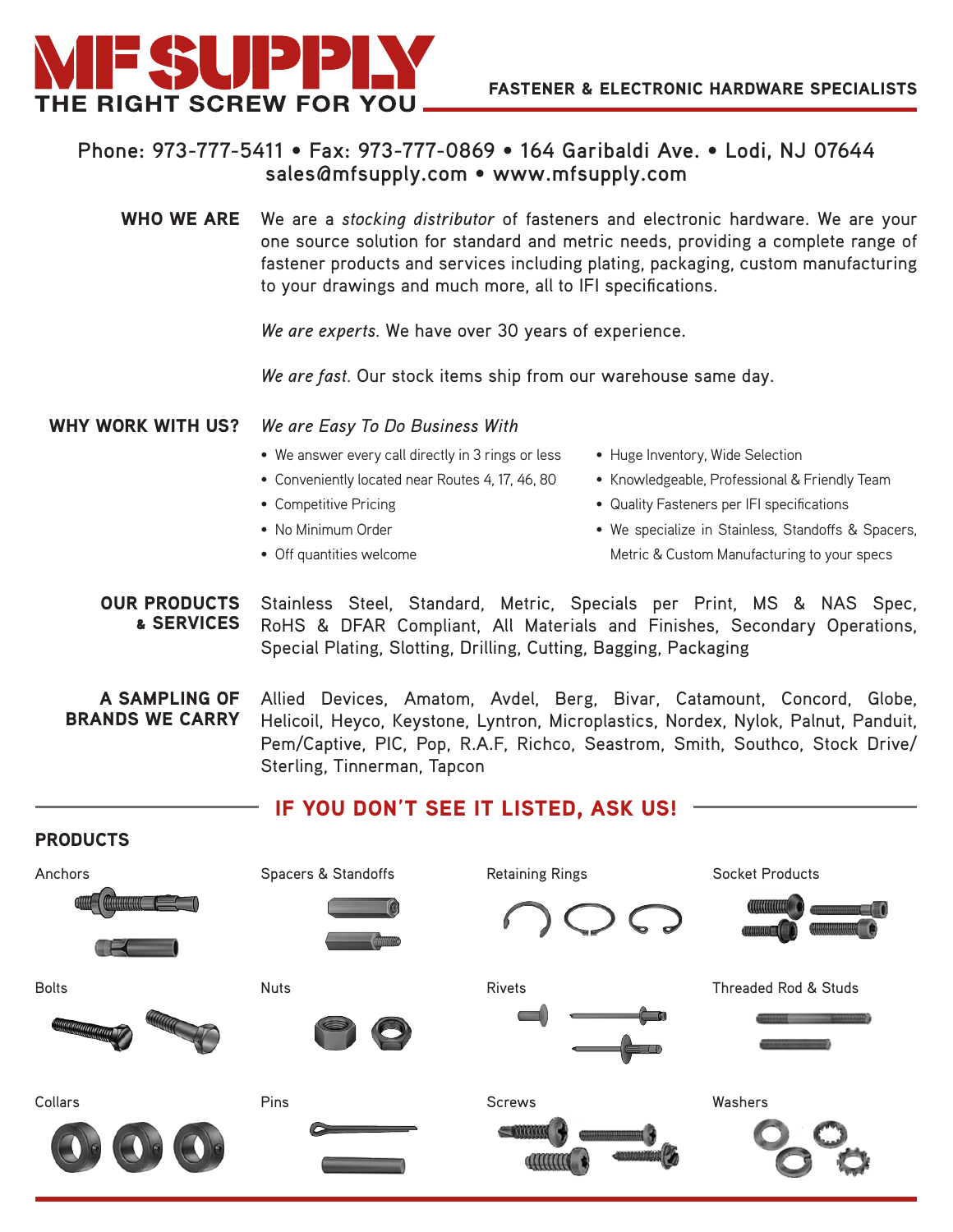# MF SUPPLY

**THE RIGHT SCREW FOR YOU**

**FASTENER & ELECTRONIC HARDWARE SPECIALISTS**

**Phone: 973-777-5411 • Fax: 973-777-0869 • 164 Garibaldi Ave. • Lodi, NJ 07644**
**sales@mfsupply.com • www.mfsupply.com**

## WHO WE ARE

We are a *stocking distributor* of fasteners and electronic hardware. We are your one source solution for standard and metric needs, providing a complete range of fastener products and services including plating, packaging, custom manufacturing to your drawings and much more, all to IFI specifications.

*We are experts.* We have over 30 years of experience.

*We are fast.* Our stock items ship from our warehouse same day.

## WHY WORK WITH US?

*We are Easy To Do Business With*

- We answer every call directly in 3 rings or less
- Conveniently located near Routes 4, 17, 46, 80
- Competitive Pricing
- No Minimum Order
- Off quantities welcome
- Huge Inventory, Wide Selection
- Knowledgeable, Professional & Friendly Team
- Quality Fasteners per IFI specifications
- We specialize in Stainless, Standoffs & Spacers, Metric & Custom Manufacturing to your specs

## OUR PRODUCTS & SERVICES

Stainless Steel, Standard, Metric, Specials per Print, MS & NAS Spec, RoHS & DFAR Compliant, All Materials and Finishes, Secondary Operations, Special Plating, Slotting, Drilling, Cutting, Bagging, Packaging

## A SAMPLING OF BRANDS WE CARRY

Allied Devices, Amatom, Avdel, Berg, Bivar, Catamount, Concord, Globe, Helicoil, Heyco, Keystone, Lyntron, Microplastics, Nordex, Nylok, Palnut, Panduit, Pem/Captive, PIC, Pop, R.A.F, Richco, Seastrom, Smith, Southco, Stock Drive/Sterling, Tinnerman, Tapcon

**IF YOU DON'T SEE IT LISTED, ASK US!**

## PRODUCTS

- Anchors
- Spacers & Standoffs
- Retaining Rings
- Socket Products
- Bolts
- Nuts
- Rivets
- Threaded Rod & Studs
- Collars
- Pins
- Screws
- Washers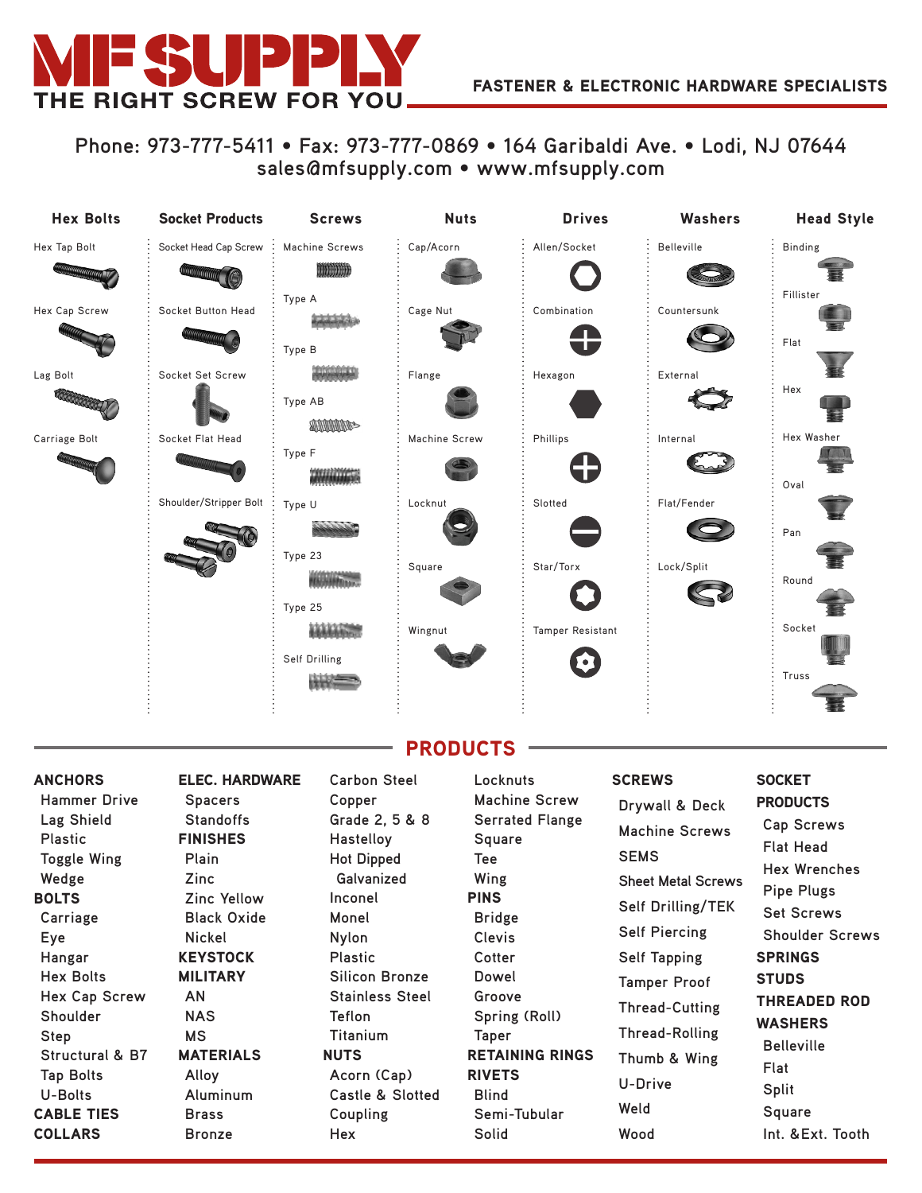# MF SUPPLY

THE RIGHT SCREW FOR YOU

FASTENER & ELECTRONIC HARDWARE SPECIALISTS

Phone: 973-777-5411 • Fax: 973-777-0869 • 164 Garibaldi Ave. • Lodi, NJ 07644
sales@mfsupply.com • www.mfsupply.com

### Hex Bolts
- Hex Tap Bolt
- Hex Cap Screw
- Lag Bolt
- Carriage Bolt

### Socket Products
- Socket Head Cap Screw
- Socket Button Head
- Socket Set Screw
- Socket Flat Head
- Shoulder/Stripper Bolt

### Screws
- Machine Screws
- Type A
- Type B
- Type AB
- Type F
- Type U
- Type 23
- Type 25
- Self Drilling

### Nuts
- Cap/Acorn
- Cage Nut
- Flange
- Machine Screw
- Locknut
- Square
- Wingnut

### Drives
- Allen/Socket
- Combination
- Hexagon
- Phillips
- Slotted
- Star/Torx
- Tamper Resistant

### Washers
- Belleville
- Countersunk
- External
- Internal
- Flat/Fender
- Lock/Split

### Head Style
- Binding
- Fillister
- Flat
- Hex
- Hex Washer
- Oval
- Pan
- Round
- Socket
- Truss

## PRODUCTS

**ANCHORS**
- Hammer Drive
- Lag Shield
- Plastic
- Toggle Wing
- Wedge

**BOLTS**
- Carriage
- Eye
- Hangar
- Hex Bolts
- Hex Cap Screw
- Shoulder
- Step
- Structural & B7
- Tap Bolts
- U-Bolts

**CABLE TIES**

**COLLARS**

**ELEC. HARDWARE**
- Spacers
- Standoffs

**FINISHES**
- Plain
- Zinc
- Zinc Yellow
- Black Oxide
- Nickel

**KEYSTOCK**

**MILITARY**
- AN
- NAS
- MS

**MATERIALS**
- Alloy
- Aluminum
- Brass
- Bronze
- Carbon Steel
- Copper
- Grade 2, 5 & 8
- Hastelloy
- Hot Dipped Galvanized
- Inconel
- Monel
- Nylon
- Plastic
- Silicon Bronze
- Stainless Steel
- Teflon
- Titanium

**NUTS**
- Acorn (Cap)
- Castle & Slotted
- Coupling
- Hex
- Locknuts
- Machine Screw
- Serrated Flange
- Square
- Tee
- Wing

**PINS**
- Bridge
- Clevis
- Cotter
- Dowel
- Groove
- Spring (Roll)
- Taper

**RETAINING RINGS**

**RIVETS**
- Blind
- Semi-Tubular
- Solid

**SCREWS**
- Drywall & Deck
- Machine Screws
- SEMS
- Sheet Metal Screws
- Self Drilling/TEK
- Self Piercing
- Self Tapping
- Tamper Proof
- Thread-Cutting
- Thread-Rolling
- Thumb & Wing
- U-Drive
- Weld
- Wood

**SOCKET PRODUCTS**
- Cap Screws
- Flat Head
- Hex Wrenches
- Pipe Plugs
- Set Screws
- Shoulder Screws

**SPRINGS**

**STUDS**

**THREADED ROD**

**WASHERS**
- Belleville
- Flat
- Split
- Square
- Int. &Ext. Tooth